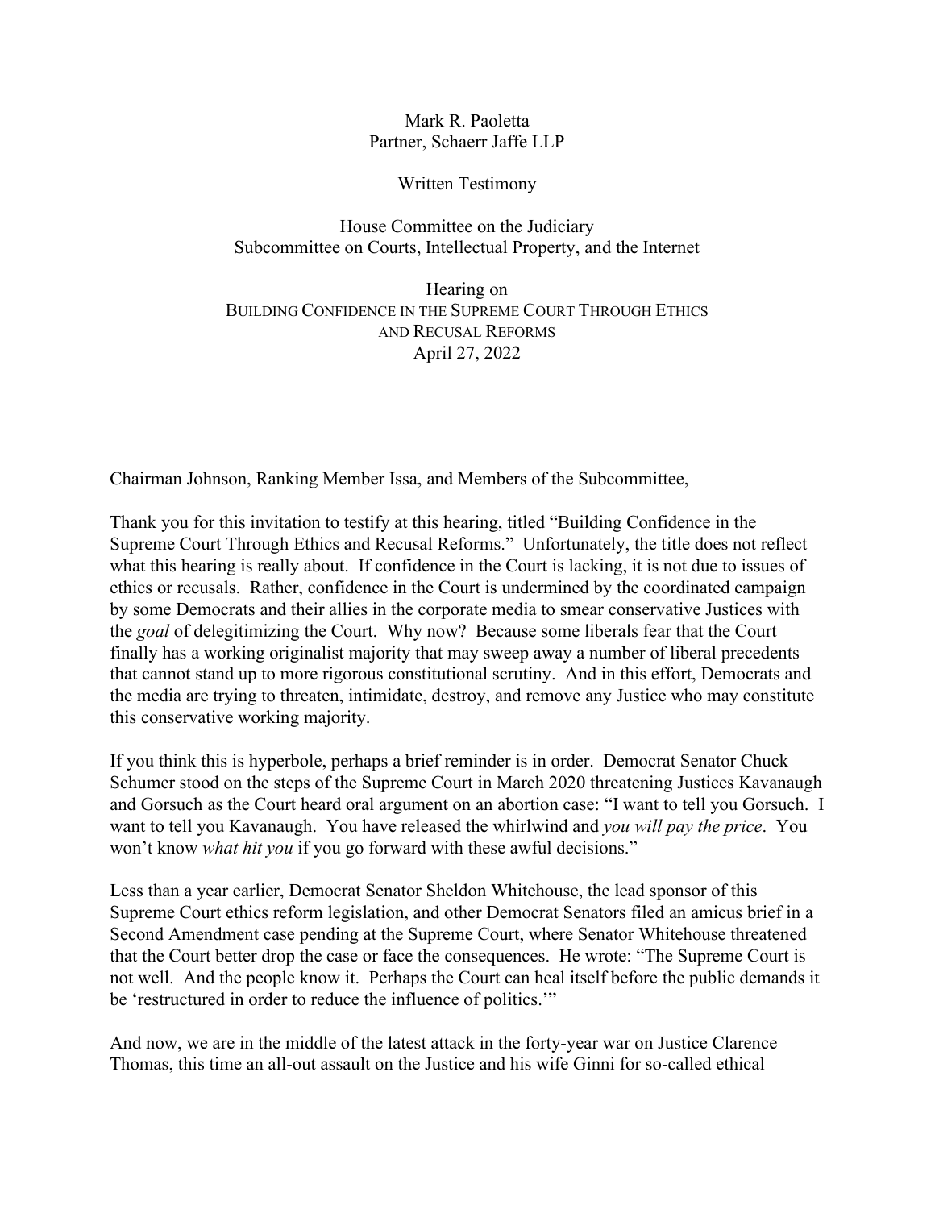Mark R. Paoletta
Partner, Schaerr Jaffe LLP

Written Testimony

House Committee on the Judiciary
Subcommittee on Courts, Intellectual Property, and the Internet

Hearing on
BUILDING CONFIDENCE IN THE SUPREME COURT THROUGH ETHICS AND RECUSAL REFORMS
April 27, 2022

Chairman Johnson, Ranking Member Issa, and Members of the Subcommittee,

Thank you for this invitation to testify at this hearing, titled "Building Confidence in the Supreme Court Through Ethics and Recusal Reforms." Unfortunately, the title does not reflect what this hearing is really about. If confidence in the Court is lacking, it is not due to issues of ethics or recusals. Rather, confidence in the Court is undermined by the coordinated campaign by some Democrats and their allies in the corporate media to smear conservative Justices with the *goal* of delegitimizing the Court. Why now? Because some liberals fear that the Court finally has a working originalist majority that may sweep away a number of liberal precedents that cannot stand up to more rigorous constitutional scrutiny. And in this effort, Democrats and the media are trying to threaten, intimidate, destroy, and remove any Justice who may constitute this conservative working majority.

If you think this is hyperbole, perhaps a brief reminder is in order. Democrat Senator Chuck Schumer stood on the steps of the Supreme Court in March 2020 threatening Justices Kavanaugh and Gorsuch as the Court heard oral argument on an abortion case: "I want to tell you Gorsuch. I want to tell you Kavanaugh. You have released the whirlwind and *you will pay the price*. You won't know *what hit you* if you go forward with these awful decisions."

Less than a year earlier, Democrat Senator Sheldon Whitehouse, the lead sponsor of this Supreme Court ethics reform legislation, and other Democrat Senators filed an amicus brief in a Second Amendment case pending at the Supreme Court, where Senator Whitehouse threatened that the Court better drop the case or face the consequences. He wrote: "The Supreme Court is not well. And the people know it. Perhaps the Court can heal itself before the public demands it be 'restructured in order to reduce the influence of politics.'"

And now, we are in the middle of the latest attack in the forty-year war on Justice Clarence Thomas, this time an all-out assault on the Justice and his wife Ginni for so-called ethical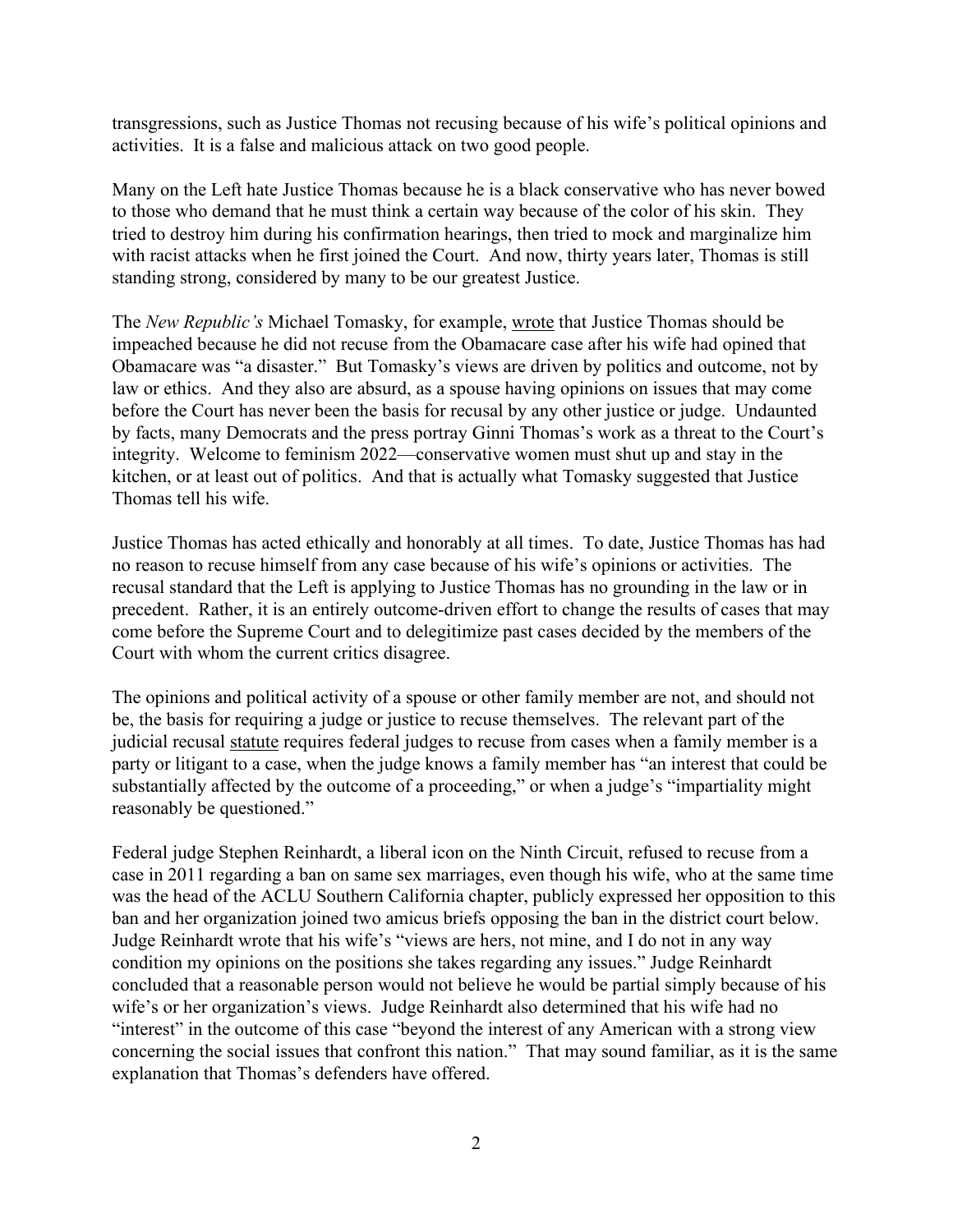transgressions, such as Justice Thomas not recusing because of his wife's political opinions and activities. It is a false and malicious attack on two good people.

Many on the Left hate Justice Thomas because he is a black conservative who has never bowed to those who demand that he must think a certain way because of the color of his skin. They tried to destroy him during his confirmation hearings, then tried to mock and marginalize him with racist attacks when he first joined the Court. And now, thirty years later, Thomas is still standing strong, considered by many to be our greatest Justice.

The *New Republic's* Michael Tomasky, for example, wrote that Justice Thomas should be impeached because he did not recuse from the Obamacare case after his wife had opined that Obamacare was "a disaster." But Tomasky's views are driven by politics and outcome, not by law or ethics. And they also are absurd, as a spouse having opinions on issues that may come before the Court has never been the basis for recusal by any other justice or judge. Undaunted by facts, many Democrats and the press portray Ginni Thomas's work as a threat to the Court's integrity. Welcome to feminism 2022—conservative women must shut up and stay in the kitchen, or at least out of politics. And that is actually what Tomasky suggested that Justice Thomas tell his wife.

Justice Thomas has acted ethically and honorably at all times. To date, Justice Thomas has had no reason to recuse himself from any case because of his wife's opinions or activities. The recusal standard that the Left is applying to Justice Thomas has no grounding in the law or in precedent. Rather, it is an entirely outcome-driven effort to change the results of cases that may come before the Supreme Court and to delegitimize past cases decided by the members of the Court with whom the current critics disagree.

The opinions and political activity of a spouse or other family member are not, and should not be, the basis for requiring a judge or justice to recuse themselves. The relevant part of the judicial recusal statute requires federal judges to recuse from cases when a family member is a party or litigant to a case, when the judge knows a family member has "an interest that could be substantially affected by the outcome of a proceeding," or when a judge's "impartiality might reasonably be questioned."

Federal judge Stephen Reinhardt, a liberal icon on the Ninth Circuit, refused to recuse from a case in 2011 regarding a ban on same sex marriages, even though his wife, who at the same time was the head of the ACLU Southern California chapter, publicly expressed her opposition to this ban and her organization joined two amicus briefs opposing the ban in the district court below. Judge Reinhardt wrote that his wife's "views are hers, not mine, and I do not in any way condition my opinions on the positions she takes regarding any issues." Judge Reinhardt concluded that a reasonable person would not believe he would be partial simply because of his wife's or her organization's views. Judge Reinhardt also determined that his wife had no "interest" in the outcome of this case "beyond the interest of any American with a strong view concerning the social issues that confront this nation." That may sound familiar, as it is the same explanation that Thomas's defenders have offered.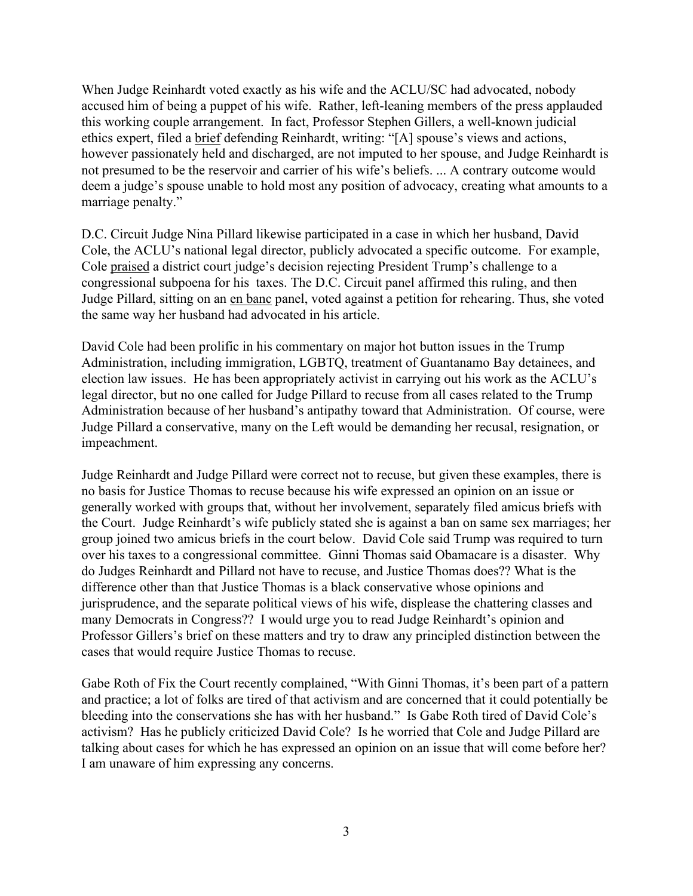When Judge Reinhardt voted exactly as his wife and the ACLU/SC had advocated, nobody accused him of being a puppet of his wife. Rather, left-leaning members of the press applauded this working couple arrangement. In fact, Professor Stephen Gillers, a well-known judicial ethics expert, filed a brief defending Reinhardt, writing: "[A] spouse's views and actions, however passionately held and discharged, are not imputed to her spouse, and Judge Reinhardt is not presumed to be the reservoir and carrier of his wife's beliefs. ... A contrary outcome would deem a judge's spouse unable to hold most any position of advocacy, creating what amounts to a marriage penalty."

D.C. Circuit Judge Nina Pillard likewise participated in a case in which her husband, David Cole, the ACLU's national legal director, publicly advocated a specific outcome. For example, Cole praised a district court judge's decision rejecting President Trump's challenge to a congressional subpoena for his taxes. The D.C. Circuit panel affirmed this ruling, and then Judge Pillard, sitting on an en banc panel, voted against a petition for rehearing. Thus, she voted the same way her husband had advocated in his article.

David Cole had been prolific in his commentary on major hot button issues in the Trump Administration, including immigration, LGBTQ, treatment of Guantanamo Bay detainees, and election law issues. He has been appropriately activist in carrying out his work as the ACLU's legal director, but no one called for Judge Pillard to recuse from all cases related to the Trump Administration because of her husband's antipathy toward that Administration. Of course, were Judge Pillard a conservative, many on the Left would be demanding her recusal, resignation, or impeachment.

Judge Reinhardt and Judge Pillard were correct not to recuse, but given these examples, there is no basis for Justice Thomas to recuse because his wife expressed an opinion on an issue or generally worked with groups that, without her involvement, separately filed amicus briefs with the Court. Judge Reinhardt's wife publicly stated she is against a ban on same sex marriages; her group joined two amicus briefs in the court below. David Cole said Trump was required to turn over his taxes to a congressional committee. Ginni Thomas said Obamacare is a disaster. Why do Judges Reinhardt and Pillard not have to recuse, and Justice Thomas does?? What is the difference other than that Justice Thomas is a black conservative whose opinions and jurisprudence, and the separate political views of his wife, displease the chattering classes and many Democrats in Congress?? I would urge you to read Judge Reinhardt's opinion and Professor Gillers's brief on these matters and try to draw any principled distinction between the cases that would require Justice Thomas to recuse.

Gabe Roth of Fix the Court recently complained, "With Ginni Thomas, it's been part of a pattern and practice; a lot of folks are tired of that activism and are concerned that it could potentially be bleeding into the conservations she has with her husband." Is Gabe Roth tired of David Cole's activism? Has he publicly criticized David Cole? Is he worried that Cole and Judge Pillard are talking about cases for which he has expressed an opinion on an issue that will come before her? I am unaware of him expressing any concerns.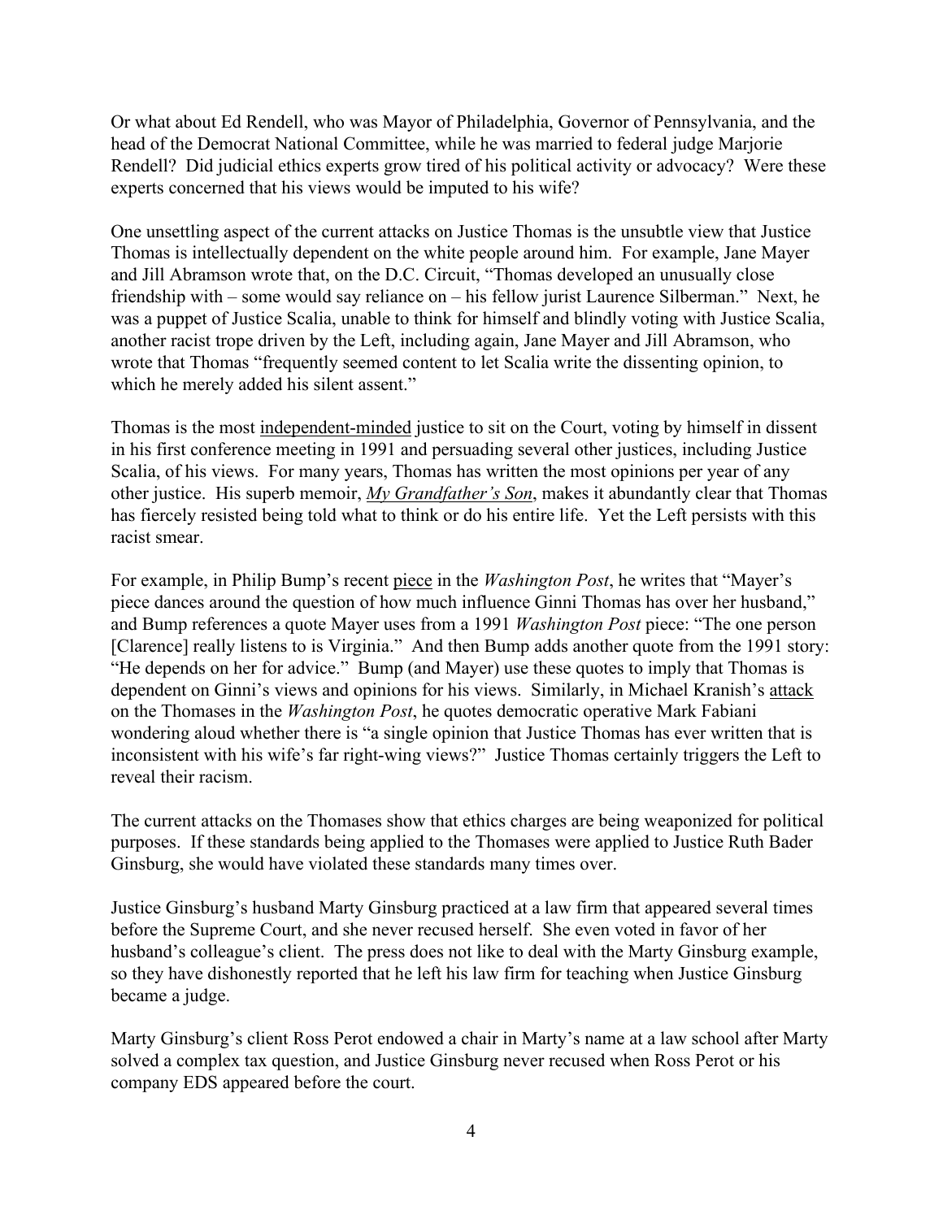Or what about Ed Rendell, who was Mayor of Philadelphia, Governor of Pennsylvania, and the head of the Democrat National Committee, while he was married to federal judge Marjorie Rendell? Did judicial ethics experts grow tired of his political activity or advocacy? Were these experts concerned that his views would be imputed to his wife?

One unsettling aspect of the current attacks on Justice Thomas is the unsubtle view that Justice Thomas is intellectually dependent on the white people around him. For example, Jane Mayer and Jill Abramson wrote that, on the D.C. Circuit, "Thomas developed an unusually close friendship with – some would say reliance on – his fellow jurist Laurence Silberman." Next, he was a puppet of Justice Scalia, unable to think for himself and blindly voting with Justice Scalia, another racist trope driven by the Left, including again, Jane Mayer and Jill Abramson, who wrote that Thomas "frequently seemed content to let Scalia write the dissenting opinion, to which he merely added his silent assent."

Thomas is the most independent-minded justice to sit on the Court, voting by himself in dissent in his first conference meeting in 1991 and persuading several other justices, including Justice Scalia, of his views. For many years, Thomas has written the most opinions per year of any other justice. His superb memoir, *My Grandfather's Son*, makes it abundantly clear that Thomas has fiercely resisted being told what to think or do his entire life. Yet the Left persists with this racist smear.

For example, in Philip Bump's recent piece in the *Washington Post*, he writes that "Mayer's piece dances around the question of how much influence Ginni Thomas has over her husband," and Bump references a quote Mayer uses from a 1991 *Washington Post* piece: "The one person [Clarence] really listens to is Virginia." And then Bump adds another quote from the 1991 story: "He depends on her for advice." Bump (and Mayer) use these quotes to imply that Thomas is dependent on Ginni's views and opinions for his views. Similarly, in Michael Kranish's attack on the Thomases in the *Washington Post*, he quotes democratic operative Mark Fabiani wondering aloud whether there is "a single opinion that Justice Thomas has ever written that is inconsistent with his wife's far right-wing views?" Justice Thomas certainly triggers the Left to reveal their racism.

The current attacks on the Thomases show that ethics charges are being weaponized for political purposes. If these standards being applied to the Thomases were applied to Justice Ruth Bader Ginsburg, she would have violated these standards many times over.

Justice Ginsburg's husband Marty Ginsburg practiced at a law firm that appeared several times before the Supreme Court, and she never recused herself. She even voted in favor of her husband's colleague's client. The press does not like to deal with the Marty Ginsburg example, so they have dishonestly reported that he left his law firm for teaching when Justice Ginsburg became a judge.

Marty Ginsburg's client Ross Perot endowed a chair in Marty's name at a law school after Marty solved a complex tax question, and Justice Ginsburg never recused when Ross Perot or his company EDS appeared before the court.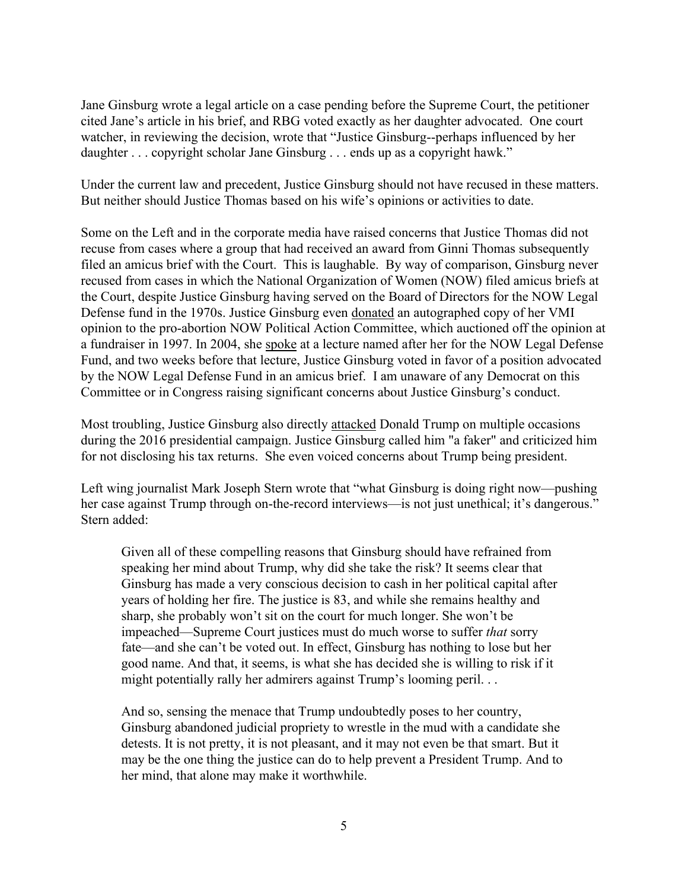Jane Ginsburg wrote a legal article on a case pending before the Supreme Court, the petitioner cited Jane's article in his brief, and RBG voted exactly as her daughter advocated. One court watcher, in reviewing the decision, wrote that "Justice Ginsburg--perhaps influenced by her daughter . . . copyright scholar Jane Ginsburg . . . ends up as a copyright hawk."

Under the current law and precedent, Justice Ginsburg should not have recused in these matters. But neither should Justice Thomas based on his wife's opinions or activities to date.

Some on the Left and in the corporate media have raised concerns that Justice Thomas did not recuse from cases where a group that had received an award from Ginni Thomas subsequently filed an amicus brief with the Court. This is laughable. By way of comparison, Ginsburg never recused from cases in which the National Organization of Women (NOW) filed amicus briefs at the Court, despite Justice Ginsburg having served on the Board of Directors for the NOW Legal Defense fund in the 1970s. Justice Ginsburg even donated an autographed copy of her VMI opinion to the pro-abortion NOW Political Action Committee, which auctioned off the opinion at a fundraiser in 1997. In 2004, she spoke at a lecture named after her for the NOW Legal Defense Fund, and two weeks before that lecture, Justice Ginsburg voted in favor of a position advocated by the NOW Legal Defense Fund in an amicus brief. I am unaware of any Democrat on this Committee or in Congress raising significant concerns about Justice Ginsburg's conduct.

Most troubling, Justice Ginsburg also directly attacked Donald Trump on multiple occasions during the 2016 presidential campaign. Justice Ginsburg called him "a faker" and criticized him for not disclosing his tax returns. She even voiced concerns about Trump being president.

Left wing journalist Mark Joseph Stern wrote that "what Ginsburg is doing right now—pushing her case against Trump through on-the-record interviews—is not just unethical; it's dangerous." Stern added:

> Given all of these compelling reasons that Ginsburg should have refrained from speaking her mind about Trump, why did she take the risk? It seems clear that Ginsburg has made a very conscious decision to cash in her political capital after years of holding her fire. The justice is 83, and while she remains healthy and sharp, she probably won't sit on the court for much longer. She won't be impeached—Supreme Court justices must do much worse to suffer *that* sorry fate—and she can't be voted out. In effect, Ginsburg has nothing to lose but her good name. And that, it seems, is what she has decided she is willing to risk if it might potentially rally her admirers against Trump's looming peril. . .
>
> And so, sensing the menace that Trump undoubtedly poses to her country, Ginsburg abandoned judicial propriety to wrestle in the mud with a candidate she detests. It is not pretty, it is not pleasant, and it may not even be that smart. But it may be the one thing the justice can do to help prevent a President Trump. And to her mind, that alone may make it worthwhile.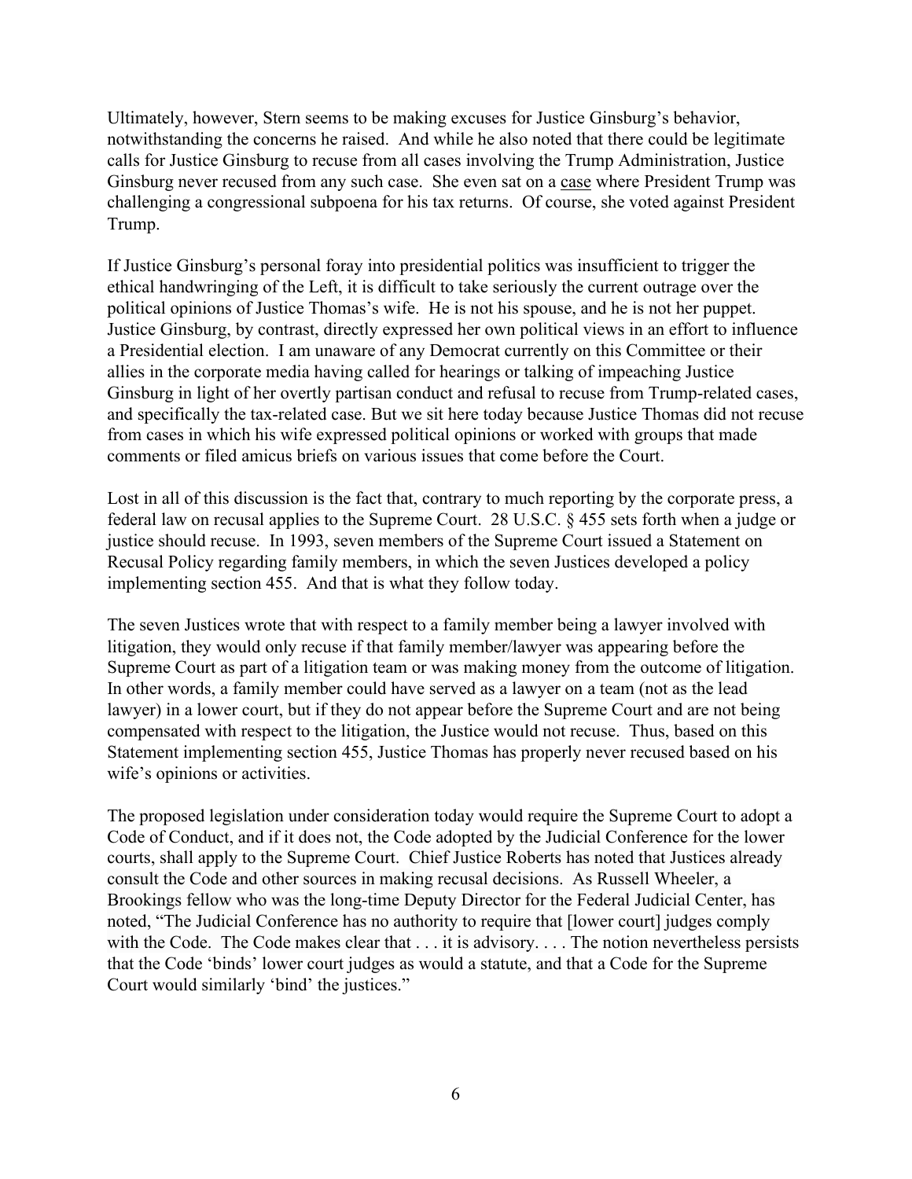Ultimately, however, Stern seems to be making excuses for Justice Ginsburg's behavior, notwithstanding the concerns he raised. And while he also noted that there could be legitimate calls for Justice Ginsburg to recuse from all cases involving the Trump Administration, Justice Ginsburg never recused from any such case. She even sat on a case where President Trump was challenging a congressional subpoena for his tax returns. Of course, she voted against President Trump.

If Justice Ginsburg's personal foray into presidential politics was insufficient to trigger the ethical handwringing of the Left, it is difficult to take seriously the current outrage over the political opinions of Justice Thomas's wife. He is not his spouse, and he is not her puppet. Justice Ginsburg, by contrast, directly expressed her own political views in an effort to influence a Presidential election. I am unaware of any Democrat currently on this Committee or their allies in the corporate media having called for hearings or talking of impeaching Justice Ginsburg in light of her overtly partisan conduct and refusal to recuse from Trump-related cases, and specifically the tax-related case. But we sit here today because Justice Thomas did not recuse from cases in which his wife expressed political opinions or worked with groups that made comments or filed amicus briefs on various issues that come before the Court.

Lost in all of this discussion is the fact that, contrary to much reporting by the corporate press, a federal law on recusal applies to the Supreme Court. 28 U.S.C. § 455 sets forth when a judge or justice should recuse. In 1993, seven members of the Supreme Court issued a Statement on Recusal Policy regarding family members, in which the seven Justices developed a policy implementing section 455. And that is what they follow today.

The seven Justices wrote that with respect to a family member being a lawyer involved with litigation, they would only recuse if that family member/lawyer was appearing before the Supreme Court as part of a litigation team or was making money from the outcome of litigation. In other words, a family member could have served as a lawyer on a team (not as the lead lawyer) in a lower court, but if they do not appear before the Supreme Court and are not being compensated with respect to the litigation, the Justice would not recuse. Thus, based on this Statement implementing section 455, Justice Thomas has properly never recused based on his wife's opinions or activities.

The proposed legislation under consideration today would require the Supreme Court to adopt a Code of Conduct, and if it does not, the Code adopted by the Judicial Conference for the lower courts, shall apply to the Supreme Court. Chief Justice Roberts has noted that Justices already consult the Code and other sources in making recusal decisions. As Russell Wheeler, a Brookings fellow who was the long-time Deputy Director for the Federal Judicial Center, has noted, "The Judicial Conference has no authority to require that [lower court] judges comply with the Code. The Code makes clear that . . . it is advisory. . . . The notion nevertheless persists that the Code 'binds' lower court judges as would a statute, and that a Code for the Supreme Court would similarly 'bind' the justices."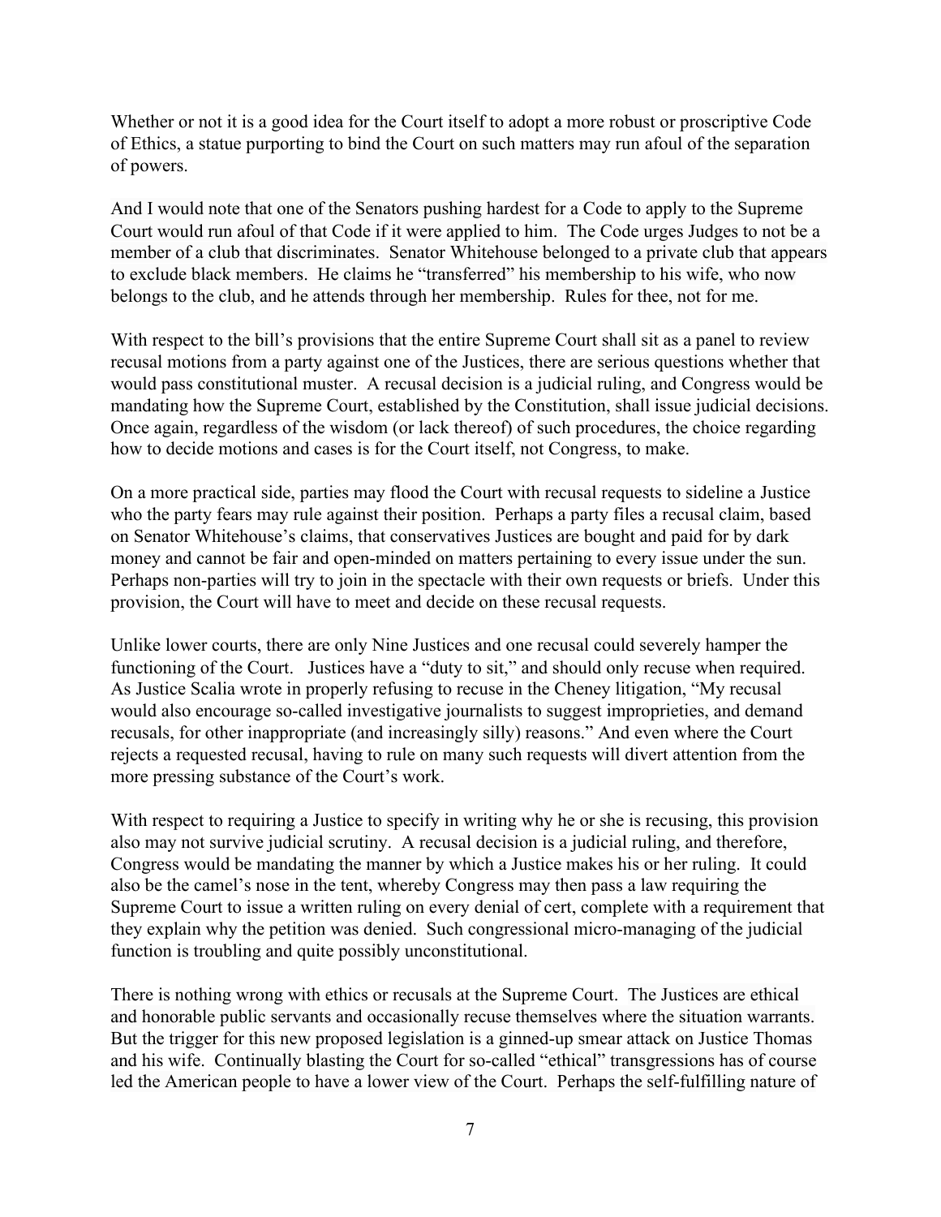Whether or not it is a good idea for the Court itself to adopt a more robust or proscriptive Code of Ethics, a statue purporting to bind the Court on such matters may run afoul of the separation of powers.

And I would note that one of the Senators pushing hardest for a Code to apply to the Supreme Court would run afoul of that Code if it were applied to him. The Code urges Judges to not be a member of a club that discriminates. Senator Whitehouse belonged to a private club that appears to exclude black members. He claims he "transferred" his membership to his wife, who now belongs to the club, and he attends through her membership. Rules for thee, not for me.

With respect to the bill's provisions that the entire Supreme Court shall sit as a panel to review recusal motions from a party against one of the Justices, there are serious questions whether that would pass constitutional muster. A recusal decision is a judicial ruling, and Congress would be mandating how the Supreme Court, established by the Constitution, shall issue judicial decisions. Once again, regardless of the wisdom (or lack thereof) of such procedures, the choice regarding how to decide motions and cases is for the Court itself, not Congress, to make.

On a more practical side, parties may flood the Court with recusal requests to sideline a Justice who the party fears may rule against their position. Perhaps a party files a recusal claim, based on Senator Whitehouse's claims, that conservatives Justices are bought and paid for by dark money and cannot be fair and open-minded on matters pertaining to every issue under the sun. Perhaps non-parties will try to join in the spectacle with their own requests or briefs. Under this provision, the Court will have to meet and decide on these recusal requests.

Unlike lower courts, there are only Nine Justices and one recusal could severely hamper the functioning of the Court. Justices have a "duty to sit," and should only recuse when required. As Justice Scalia wrote in properly refusing to recuse in the Cheney litigation, "My recusal would also encourage so-called investigative journalists to suggest improprieties, and demand recusals, for other inappropriate (and increasingly silly) reasons." And even where the Court rejects a requested recusal, having to rule on many such requests will divert attention from the more pressing substance of the Court's work.

With respect to requiring a Justice to specify in writing why he or she is recusing, this provision also may not survive judicial scrutiny. A recusal decision is a judicial ruling, and therefore, Congress would be mandating the manner by which a Justice makes his or her ruling. It could also be the camel's nose in the tent, whereby Congress may then pass a law requiring the Supreme Court to issue a written ruling on every denial of cert, complete with a requirement that they explain why the petition was denied. Such congressional micro-managing of the judicial function is troubling and quite possibly unconstitutional.

There is nothing wrong with ethics or recusals at the Supreme Court. The Justices are ethical and honorable public servants and occasionally recuse themselves where the situation warrants. But the trigger for this new proposed legislation is a ginned-up smear attack on Justice Thomas and his wife. Continually blasting the Court for so-called "ethical" transgressions has of course led the American people to have a lower view of the Court. Perhaps the self-fulfilling nature of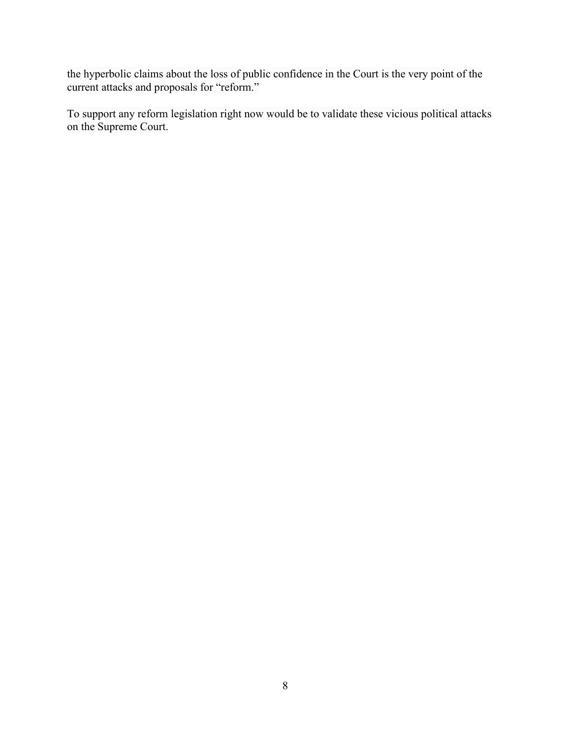the hyperbolic claims about the loss of public confidence in the Court is the very point of the current attacks and proposals for "reform."

To support any reform legislation right now would be to validate these vicious political attacks on the Supreme Court.